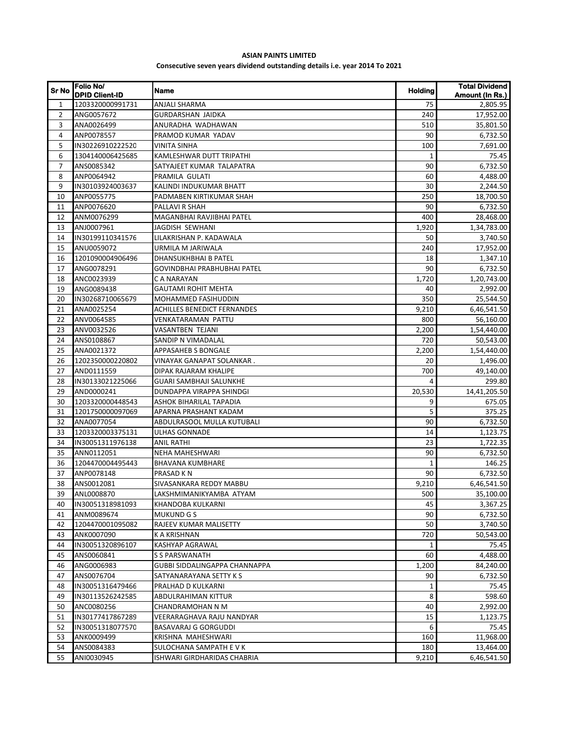**ASIAN PAINTS LIMITED**

**Consecutive seven years dividend outstanding details i.e. year 2014 To 2021**

| Sr No | Folio No/ DPID Client-ID | Name | Holding | Total Dividend Amount (In Rs.) |
|---|---|---|---|---|
| 1 | 1203320000991731 | ANJALI SHARMA | 75 | 2,805.95 |
| 2 | ANG0057672 | GURDARSHAN JAIDKA | 240 | 17,952.00 |
| 3 | ANA0026499 | ANURADHA WADHAWAN | 510 | 35,801.50 |
| 4 | ANP0078557 | PRAMOD KUMAR YADAV | 90 | 6,732.50 |
| 5 | IN30226910222520 | VINITA SINHA | 100 | 7,691.00 |
| 6 | 1304140006425685 | KAMLESHWAR DUTT TRIPATHI | 1 | 75.45 |
| 7 | ANS0085342 | SATYAJEET KUMAR TALAPATRA | 90 | 6,732.50 |
| 8 | ANP0064942 | PRAMILA GULATI | 60 | 4,488.00 |
| 9 | IN30103924003637 | KALINDI INDUKUMAR BHATT | 30 | 2,244.50 |
| 10 | ANP0055775 | PADMABEN KIRTIKUMAR SHAH | 250 | 18,700.50 |
| 11 | ANP0076620 | PALLAVI R SHAH | 90 | 6,732.50 |
| 12 | ANM0076299 | MAGANBHAI RAVJIBHAI PATEL | 400 | 28,468.00 |
| 13 | ANJ0007961 | JAGDISH SEWHANI | 1,920 | 1,34,783.00 |
| 14 | IN30199110341576 | LILAKRISHAN P. KADAWALA | 50 | 3,740.50 |
| 15 | ANU0059072 | URMILA M JARIWALA | 240 | 17,952.00 |
| 16 | 1201090004906496 | DHANSUKHBHAI B PATEL | 18 | 1,347.10 |
| 17 | ANG0078291 | GOVINDBHAI PRABHUBHAI PATEL | 90 | 6,732.50 |
| 18 | ANC0023939 | C A NARAYAN | 1,720 | 1,20,743.00 |
| 19 | ANG0089438 | GAUTAMI ROHIT MEHTA | 40 | 2,992.00 |
| 20 | IN30268710065679 | MOHAMMED FASIHUDDIN | 350 | 25,544.50 |
| 21 | ANA0025254 | ACHILLES BENEDICT FERNANDES | 9,210 | 6,46,541.50 |
| 22 | ANV0064585 | VENKATARAMAN PATTU | 800 | 56,160.00 |
| 23 | ANV0032526 | VASANTBEN TEJANI | 2,200 | 1,54,440.00 |
| 24 | ANS0108867 | SANDIP N VIMADALAL | 720 | 50,543.00 |
| 25 | ANA0021372 | APPASAHEB S BONGALE | 2,200 | 1,54,440.00 |
| 26 | 1202350000220802 | VINAYAK GANAPAT SOLANKAR . | 20 | 1,496.00 |
| 27 | AND0111559 | DIPAK RAJARAM KHALIPE | 700 | 49,140.00 |
| 28 | IN30133021225066 | GUARI SAMBHAJI SALUNKHE | 4 | 299.80 |
| 29 | AND0000241 | DUNDAPPA VIRAPPA SHINDGI | 20,530 | 14,41,205.50 |
| 30 | 1203320000448543 | ASHOK BIHARILAL TAPADIA | 9 | 675.05 |
| 31 | 1201750000097069 | APARNA PRASHANT KADAM | 5 | 375.25 |
| 32 | ANA0077054 | ABDULRASOOL MULLA KUTUBALI | 90 | 6,732.50 |
| 33 | 1203320003375131 | ULHAS GONNADE | 14 | 1,123.75 |
| 34 | IN30051311976138 | ANIL RATHI | 23 | 1,722.35 |
| 35 | ANN0112051 | NEHA MAHESHWARI | 90 | 6,732.50 |
| 36 | 1204470004495443 | BHAVANA KUMBHARE | 1 | 146.25 |
| 37 | ANP0078148 | PRASAD K N | 90 | 6,732.50 |
| 38 | ANS0012081 | SIVASANKARA REDDY MABBU | 9,210 | 6,46,541.50 |
| 39 | ANL0008870 | LAKSHMIMANIKYAMBA ATYAM | 500 | 35,100.00 |
| 40 | IN30051318981093 | KHANDOBA KULKARNI | 45 | 3,367.25 |
| 41 | ANM0089674 | MUKUND G S | 90 | 6,732.50 |
| 42 | 1204470001095082 | RAJEEV KUMAR MALISETTY | 50 | 3,740.50 |
| 43 | ANK0007090 | K A KRISHNAN | 720 | 50,543.00 |
| 44 | IN30051320896107 | KASHYAP AGRAWAL | 1 | 75.45 |
| 45 | ANS0060841 | S S PARSWANATH | 60 | 4,488.00 |
| 46 | ANG0006983 | GUBBI SIDDALINGAPPA CHANNAPPA | 1,200 | 84,240.00 |
| 47 | ANS0076704 | SATYANARAYANA SETTY K S | 90 | 6,732.50 |
| 48 | IN30051316479466 | PRALHAD D KULKARNI | 1 | 75.45 |
| 49 | IN30113526242585 | ABDULRAHIMAN KITTUR | 8 | 598.60 |
| 50 | ANC0080256 | CHANDRAMOHAN N M | 40 | 2,992.00 |
| 51 | IN30177417867289 | VEERARAGHAVA RAJU NANDYAR | 15 | 1,123.75 |
| 52 | IN30051318077570 | BASAVARAJ G GORGUDDI | 6 | 75.45 |
| 53 | ANK0009499 | KRISHNA MAHESHWARI | 160 | 11,968.00 |
| 54 | ANS0084383 | SULOCHANA SAMPATH E V K | 180 | 13,464.00 |
| 55 | ANI0030945 | ISHWARI GIRDHARIDAS CHABRIA | 9,210 | 6,46,541.50 |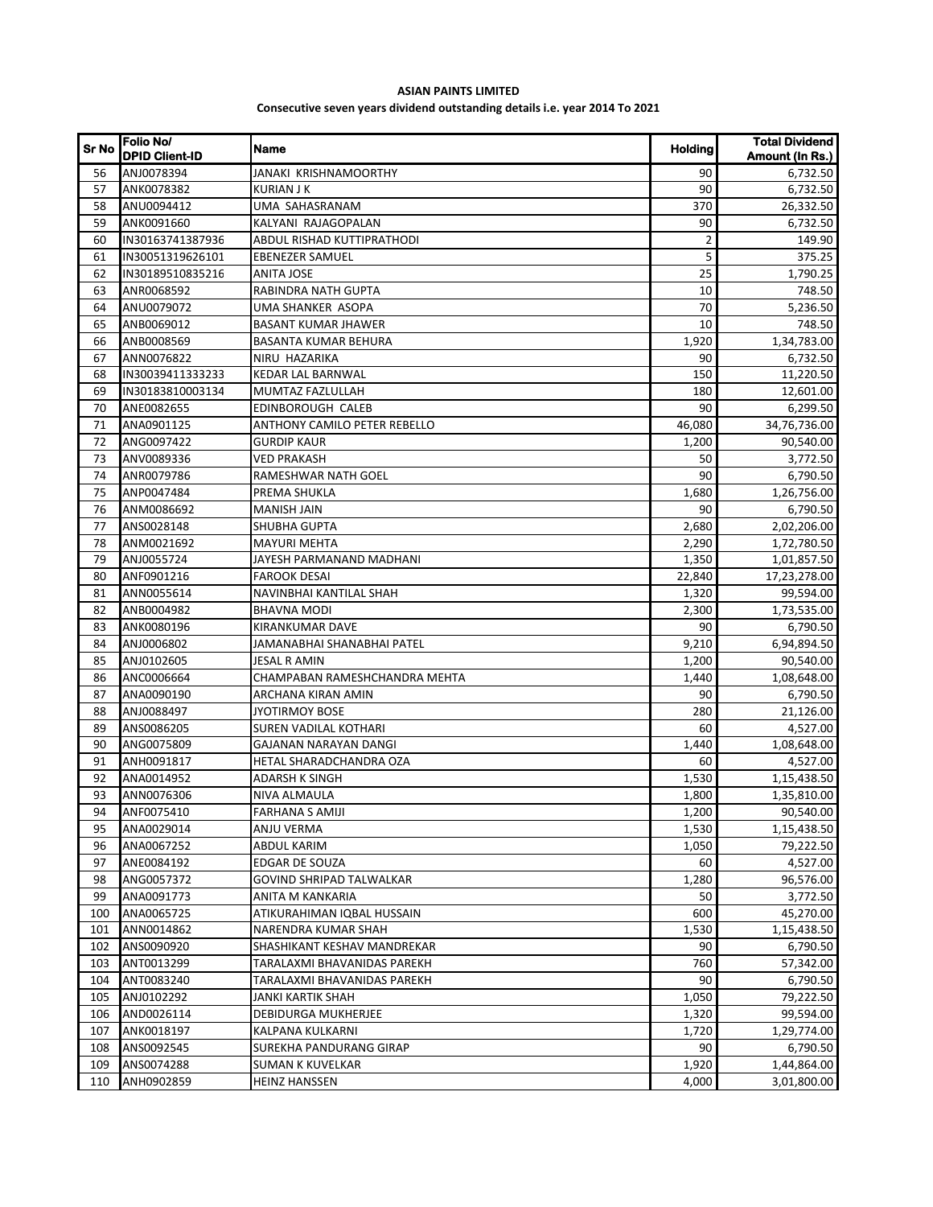**ASIAN PAINTS LIMITED**

**Consecutive seven years dividend outstanding details i.e. year 2014 To 2021**

| Sr No | Folio No/ DPID Client-ID | Name | Holding | Total Dividend Amount (In Rs.) |
|---|---|---|---|---|
| 56 | ANJ0078394 | JANAKI KRISHNAMOORTHY | 90 | 6,732.50 |
| 57 | ANK0078382 | KURIAN J K | 90 | 6,732.50 |
| 58 | ANU0094412 | UMA SAHASRANAM | 370 | 26,332.50 |
| 59 | ANK0091660 | KALYANI RAJAGOPALAN | 90 | 6,732.50 |
| 60 | IN30163741387936 | ABDUL RISHAD KUTTIPRATHODI | 2 | 149.90 |
| 61 | IN30051319626101 | EBENEZER SAMUEL | 5 | 375.25 |
| 62 | IN30189510835216 | ANITA JOSE | 25 | 1,790.25 |
| 63 | ANR0068592 | RABINDRA NATH GUPTA | 10 | 748.50 |
| 64 | ANU0079072 | UMA SHANKER ASOPA | 70 | 5,236.50 |
| 65 | ANB0069012 | BASANT KUMAR JHAWER | 10 | 748.50 |
| 66 | ANB0008569 | BASANTA KUMAR BEHURA | 1,920 | 1,34,783.00 |
| 67 | ANN0076822 | NIRU HAZARIKA | 90 | 6,732.50 |
| 68 | IN30039411333233 | KEDAR LAL BARNWAL | 150 | 11,220.50 |
| 69 | IN30183810003134 | MUMTAZ FAZLULLAH | 180 | 12,601.00 |
| 70 | ANE0082655 | EDINBOROUGH CALEB | 90 | 6,299.50 |
| 71 | ANA0901125 | ANTHONY CAMILO PETER REBELLO | 46,080 | 34,76,736.00 |
| 72 | ANG0097422 | GURDIP KAUR | 1,200 | 90,540.00 |
| 73 | ANV0089336 | VED PRAKASH | 50 | 3,772.50 |
| 74 | ANR0079786 | RAMESHWAR NATH GOEL | 90 | 6,790.50 |
| 75 | ANP0047484 | PREMA SHUKLA | 1,680 | 1,26,756.00 |
| 76 | ANM0086692 | MANISH JAIN | 90 | 6,790.50 |
| 77 | ANS0028148 | SHUBHA GUPTA | 2,680 | 2,02,206.00 |
| 78 | ANM0021692 | MAYURI MEHTA | 2,290 | 1,72,780.50 |
| 79 | ANJ0055724 | JAYESH PARMANAND MADHANI | 1,350 | 1,01,857.50 |
| 80 | ANF0901216 | FAROOK DESAI | 22,840 | 17,23,278.00 |
| 81 | ANN0055614 | NAVINBHAI KANTILAL SHAH | 1,320 | 99,594.00 |
| 82 | ANB0004982 | BHAVNA MODI | 2,300 | 1,73,535.00 |
| 83 | ANK0080196 | KIRANKUMAR DAVE | 90 | 6,790.50 |
| 84 | ANJ0006802 | JAMANABHAI SHANABHAI PATEL | 9,210 | 6,94,894.50 |
| 85 | ANJ0102605 | JESAL R AMIN | 1,200 | 90,540.00 |
| 86 | ANC0006664 | CHAMPABAN RAMESHCHANDRA MEHTA | 1,440 | 1,08,648.00 |
| 87 | ANA0090190 | ARCHANA KIRAN AMIN | 90 | 6,790.50 |
| 88 | ANJ0088497 | JYOTIRMOY BOSE | 280 | 21,126.00 |
| 89 | ANS0086205 | SUREN VADILAL KOTHARI | 60 | 4,527.00 |
| 90 | ANG0075809 | GAJANAN NARAYAN DANGI | 1,440 | 1,08,648.00 |
| 91 | ANH0091817 | HETAL SHARADCHANDRA OZA | 60 | 4,527.00 |
| 92 | ANA0014952 | ADARSH K SINGH | 1,530 | 1,15,438.50 |
| 93 | ANN0076306 | NIVA ALMAULA | 1,800 | 1,35,810.00 |
| 94 | ANF0075410 | FARHANA S AMIJI | 1,200 | 90,540.00 |
| 95 | ANA0029014 | ANJU VERMA | 1,530 | 1,15,438.50 |
| 96 | ANA0067252 | ABDUL KARIM | 1,050 | 79,222.50 |
| 97 | ANE0084192 | EDGAR DE SOUZA | 60 | 4,527.00 |
| 98 | ANG0057372 | GOVIND SHRIPAD TALWALKAR | 1,280 | 96,576.00 |
| 99 | ANA0091773 | ANITA M KANKARIA | 50 | 3,772.50 |
| 100 | ANA0065725 | ATIKURAHIMAN IQBAL HUSSAIN | 600 | 45,270.00 |
| 101 | ANN0014862 | NARENDRA KUMAR SHAH | 1,530 | 1,15,438.50 |
| 102 | ANS0090920 | SHASHIKANT KESHAV MANDREKAR | 90 | 6,790.50 |
| 103 | ANT0013299 | TARALAXMI BHAVANIDAS PAREKH | 760 | 57,342.00 |
| 104 | ANT0083240 | TARALAXMI BHAVANIDAS PAREKH | 90 | 6,790.50 |
| 105 | ANJ0102292 | JANKI KARTIK SHAH | 1,050 | 79,222.50 |
| 106 | AND0026114 | DEBIDURGA MUKHERJEE | 1,320 | 99,594.00 |
| 107 | ANK0018197 | KALPANA KULKARNI | 1,720 | 1,29,774.00 |
| 108 | ANS0092545 | SUREKHA PANDURANG GIRAP | 90 | 6,790.50 |
| 109 | ANS0074288 | SUMAN K KUVELKAR | 1,920 | 1,44,864.00 |
| 110 | ANH0902859 | HEINZ HANSSEN | 4,000 | 3,01,800.00 |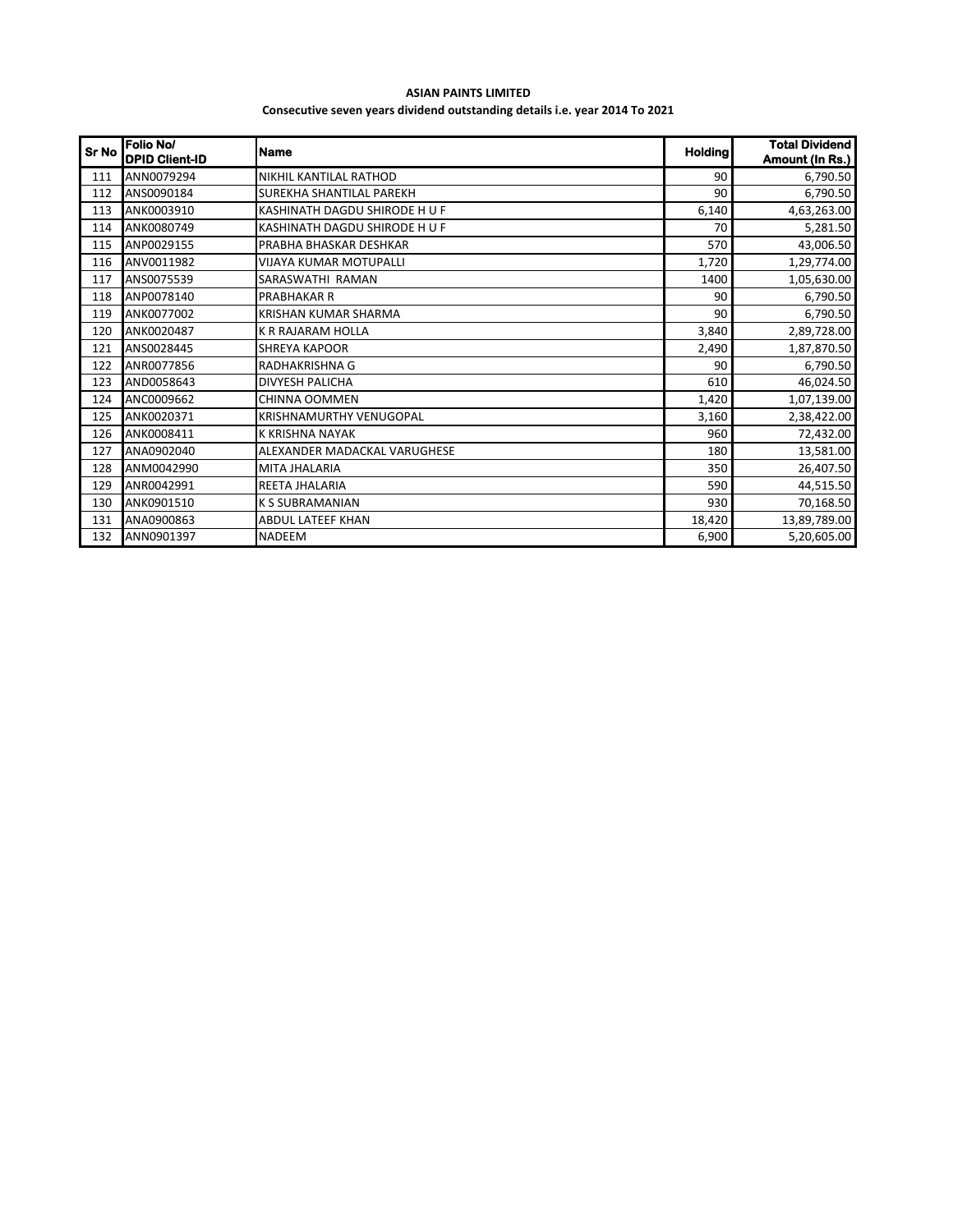**ASIAN PAINTS LIMITED**

**Consecutive seven years dividend outstanding details i.e. year 2014 To 2021**

| Sr No | Folio No/ DPID Client-ID | Name | Holding | Total Dividend Amount (In Rs.) |
|---|---|---|---|---|
| 111 | ANN0079294 | NIKHIL KANTILAL RATHOD | 90 | 6,790.50 |
| 112 | ANS0090184 | SUREKHA SHANTILAL PAREKH | 90 | 6,790.50 |
| 113 | ANK0003910 | KASHINATH DAGDU SHIRODE H U F | 6,140 | 4,63,263.00 |
| 114 | ANK0080749 | KASHINATH DAGDU SHIRODE H U F | 70 | 5,281.50 |
| 115 | ANP0029155 | PRABHA BHASKAR DESHKAR | 570 | 43,006.50 |
| 116 | ANV0011982 | VIJAYA KUMAR MOTUPALLI | 1,720 | 1,29,774.00 |
| 117 | ANS0075539 | SARASWATHI RAMAN | 1400 | 1,05,630.00 |
| 118 | ANP0078140 | PRABHAKAR R | 90 | 6,790.50 |
| 119 | ANK0077002 | KRISHAN KUMAR SHARMA | 90 | 6,790.50 |
| 120 | ANK0020487 | K R RAJARAM HOLLA | 3,840 | 2,89,728.00 |
| 121 | ANS0028445 | SHREYA KAPOOR | 2,490 | 1,87,870.50 |
| 122 | ANR0077856 | RADHAKRISHNA G | 90 | 6,790.50 |
| 123 | AND0058643 | DIVYESH PALICHA | 610 | 46,024.50 |
| 124 | ANC0009662 | CHINNA OOMMEN | 1,420 | 1,07,139.00 |
| 125 | ANK0020371 | KRISHNAMURTHY VENUGOPAL | 3,160 | 2,38,422.00 |
| 126 | ANK0008411 | K KRISHNA NAYAK | 960 | 72,432.00 |
| 127 | ANA0902040 | ALEXANDER MADACKAL VARUGHESE | 180 | 13,581.00 |
| 128 | ANM0042990 | MITA JHALARIA | 350 | 26,407.50 |
| 129 | ANR0042991 | REETA JHALARIA | 590 | 44,515.50 |
| 130 | ANK0901510 | K S SUBRAMANIAN | 930 | 70,168.50 |
| 131 | ANA0900863 | ABDUL LATEEF KHAN | 18,420 | 13,89,789.00 |
| 132 | ANN0901397 | NADEEM | 6,900 | 5,20,605.00 |